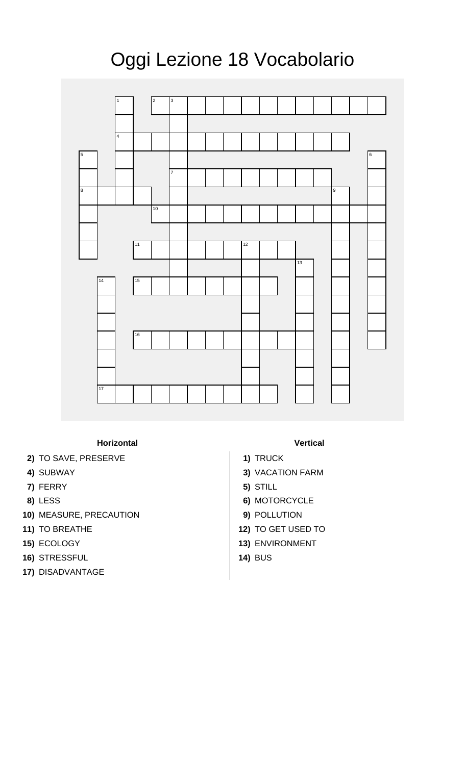# Oggi Lezione 18 Vocabolario

**Horizontal**

2) TO SAVE, PRESERVE
4) SUBWAY
7) FERRY
8) LESS
10) MEASURE, PRECAUTION
11) TO BREATHE
15) ECOLOGY
16) STRESSFUL
17) DISADVANTAGE

**Vertical**

1) TRUCK
3) VACATION FARM
5) STILL
6) MOTORCYCLE
9) POLLUTION
12) TO GET USED TO
13) ENVIRONMENT
14) BUS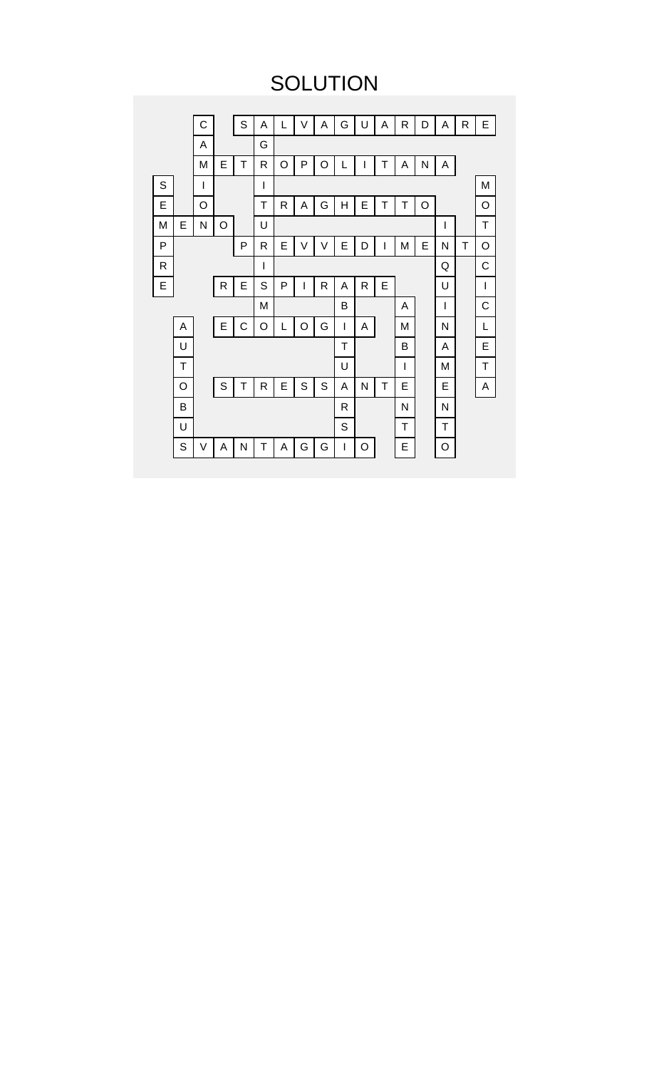# SOLUTION

| | | | | | | | | | | | | | | | | |
|---|---|---|---|---|---|---|---|---|---|---|---|---|---|---|---|---|
| | | C | | S | A | L | V | A | G | U | A | R | D | A | R | E |
| | | A | | | G | | | | | | | | | | | |
| | | M | E | T | R | O | P | O | L | I | T | A | N | A | | |
| S | | I | | | I | | | | | | | | | | | M |
| E | | O | | | T | R | A | G | H | E | T | T | O | | | O |
| M | E | N | O | | U | | | | | | | | | I | | T |
| P | | | | P | R | E | V | V | E | D | I | M | E | N | T | O |
| R | | | | | I | | | | | | | | | Q | | C |
| E | | | R | E | S | P | I | R | A | R | E | | | U | | I |
| | | | | | M | | | | B | | | A | | I | | C |
| | A | | E | C | O | L | O | G | I | A | | M | | N | | L |
| | U | | | | | | | | T | | | B | | A | | E |
| | T | | | | | | | | U | | | I | | M | | T |
| | O | | S | T | R | E | S | S | A | N | T | E | | E | | A |
| | B | | | | | | | | R | | | N | | N | | |
| | U | | | | | | | | S | | | T | | T | | |
| | S | V | A | N | T | A | G | G | I | O | | E | | O | | |